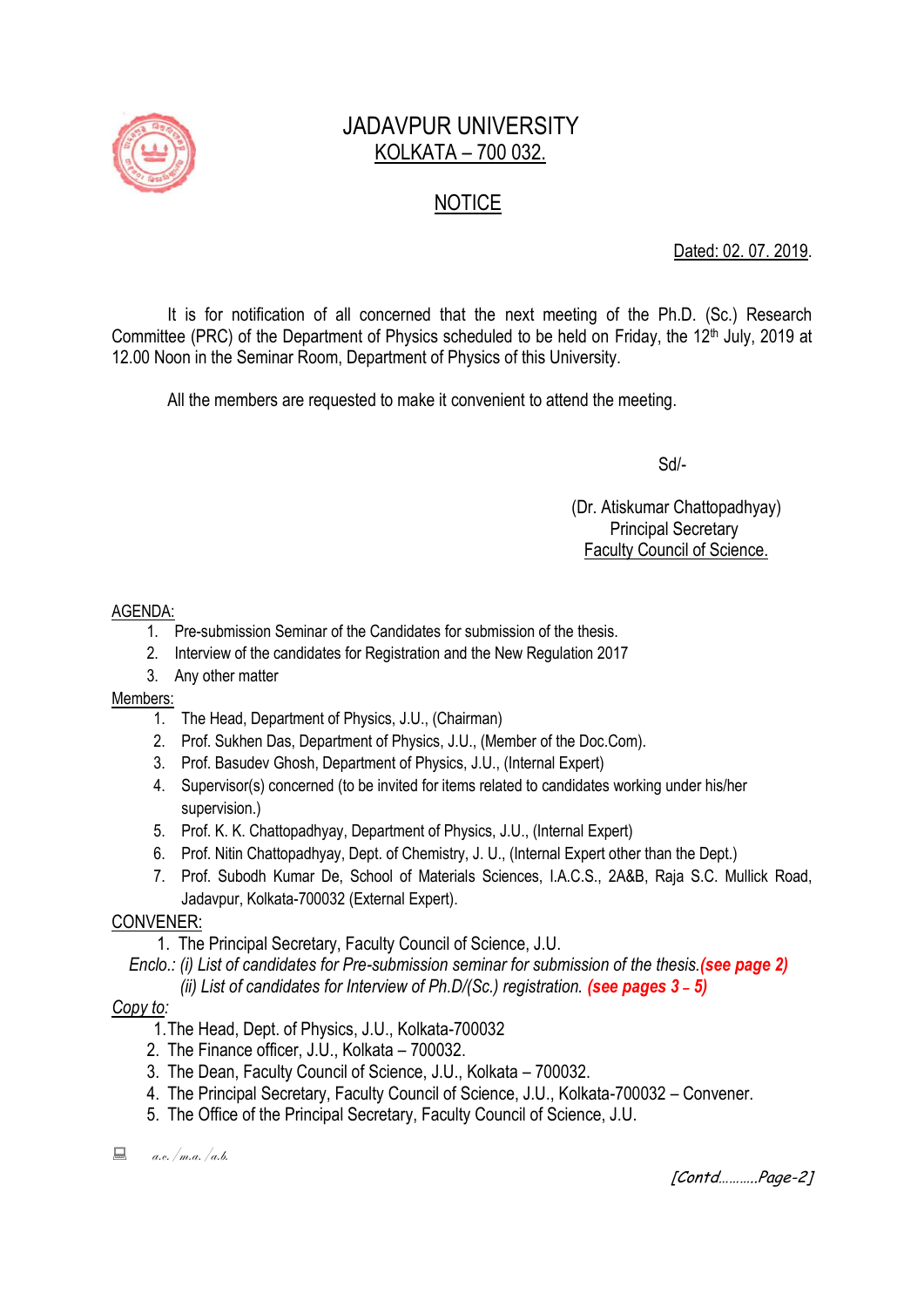# JADAVPUR UNIVERSITY

## KOLKATA – 700 032.

## NOTICE

Dated: 02. 07. 2019.

It is for notification of all concerned that the next meeting of the Ph.D. (Sc.) Research Committee (PRC) of the Department of Physics scheduled to be held on Friday, the 12th July, 2019 at 12.00 Noon in the Seminar Room, Department of Physics of this University.

All the members are requested to make it convenient to attend the meeting.

Sd/-

(Dr. Atiskumar Chattopadhyay)
Principal Secretary
Faculty Council of Science.

AGENDA:

1. Pre-submission Seminar of the Candidates for submission of the thesis.
2. Interview of the candidates for Registration and the New Regulation 2017
3. Any other matter

Members:

1. The Head, Department of Physics, J.U., (Chairman)
2. Prof. Sukhen Das, Department of Physics, J.U., (Member of the Doc.Com).
3. Prof. Basudev Ghosh, Department of Physics, J.U., (Internal Expert)
4. Supervisor(s) concerned (to be invited for items related to candidates working under his/her supervision.)
5. Prof. K. K. Chattopadhyay, Department of Physics, J.U., (Internal Expert)
6. Prof. Nitin Chattopadhyay, Dept. of Chemistry, J. U., (Internal Expert other than the Dept.)
7. Prof. Subodh Kumar De, School of Materials Sciences, I.A.C.S., 2A&B, Raja S.C. Mullick Road, Jadavpur, Kolkata-700032 (External Expert).

CONVENER:

1. The Principal Secretary, Faculty Council of Science, J.U.

*Enclo.: (i) List of candidates for Pre-submission seminar for submission of the thesis.* ***(see page 2)***
*(ii) List of candidates for Interview of Ph.D/(Sc.) registration.* ***(see pages 3 – 5)***

*Copy to:*

1. The Head, Dept. of Physics, J.U., Kolkata-700032
2. The Finance officer, J.U., Kolkata – 700032.
3. The Dean, Faculty Council of Science, J.U., Kolkata – 700032.
4. The Principal Secretary, Faculty Council of Science, J.U., Kolkata-700032 – Convener.
5. The Office of the Principal Secretary, Faculty Council of Science, J.U.

*a.c./m.a./a.b.*

*[Contd……….Page-2]*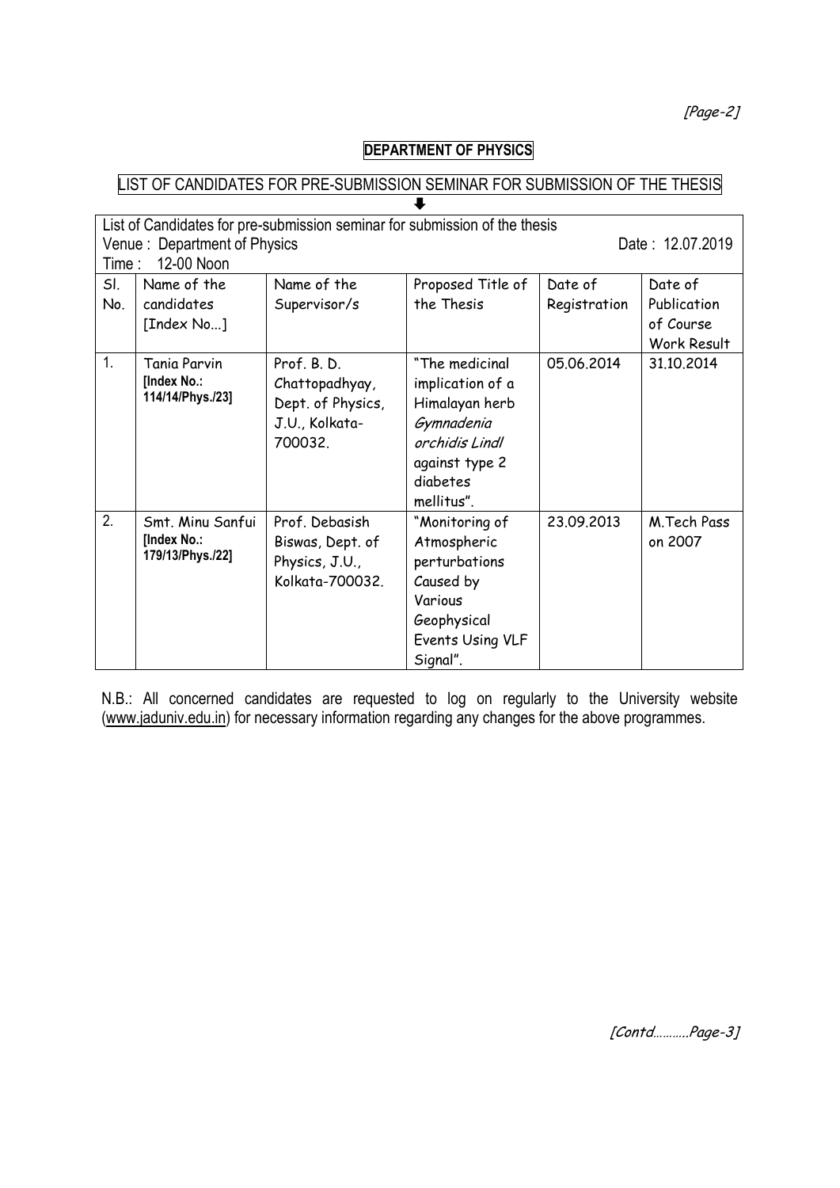**DEPARTMENT OF PHYSICS**

LIST OF CANDIDATES FOR PRE-SUBMISSION SEMINAR FOR SUBMISSION OF THE THESIS

List of Candidates for pre-submission seminar for submission of the thesis
Venue : Department of Physics Date : 12.07.2019
Time : 12-00 Noon

| Sl. No. | Name of the candidates [Index No...] | Name of the Supervisor/s | Proposed Title of the Thesis | Date of Registration | Date of Publication of Course Work Result |
|---|---|---|---|---|---|
| 1. | Tania Parvin **[Index No.: 114/14/Phys./23]** | Prof. B. D. Chattopadhyay, Dept. of Physics, J.U., Kolkata-700032. | "The medicinal implication of a Himalayan herb *Gymnadenia orchidis Lindl* against type 2 diabetes mellitus". | 05.06.2014 | 31.10.2014 |
| 2. | Smt. Minu Sanfui **[Index No.: 179/13/Phys./22]** | Prof. Debasish Biswas, Dept. of Physics, J.U., Kolkata-700032. | "Monitoring of Atmospheric perturbations Caused by Various Geophysical Events Using VLF Signal". | 23.09.2013 | M.Tech Pass on 2007 |

N.B.: All concerned candidates are requested to log on regularly to the University website (www.jaduniv.edu.in) for necessary information regarding any changes for the above programmes.

[Contd..........Page-3]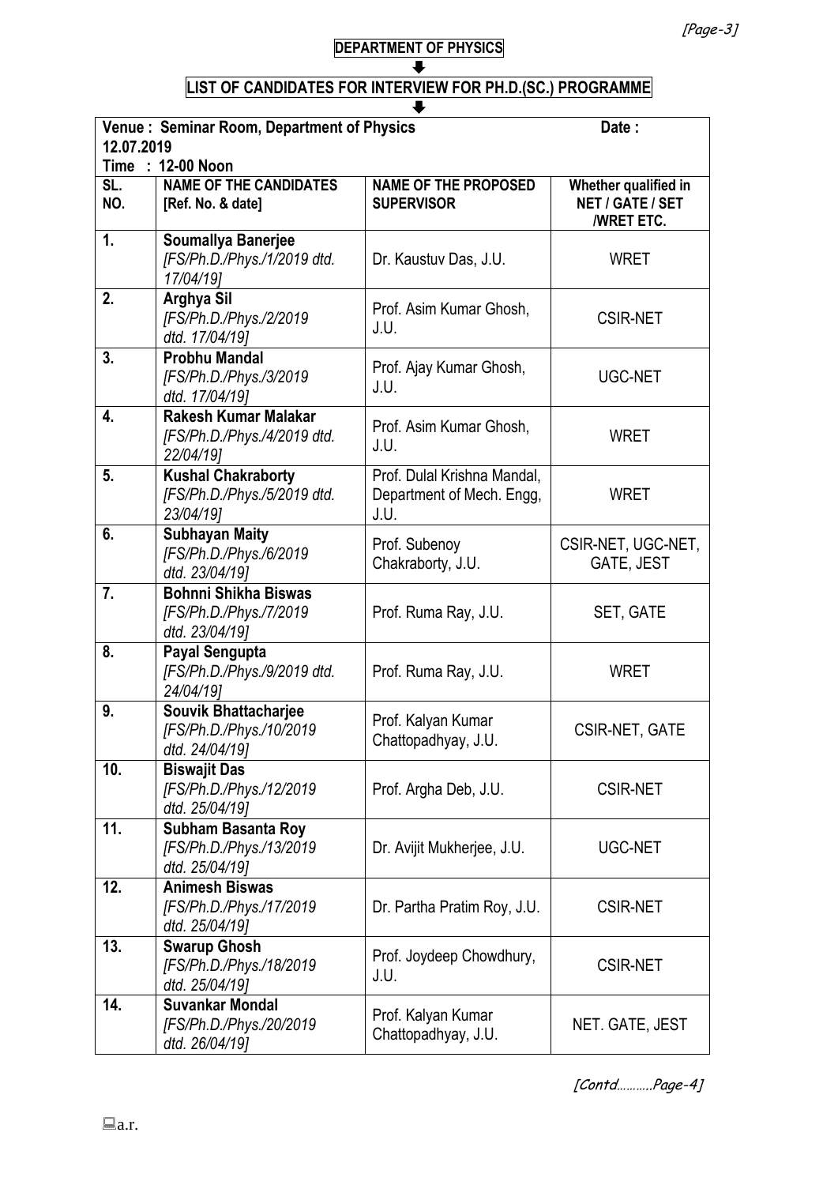**DEPARTMENT OF PHYSICS**

**LIST OF CANDIDATES FOR INTERVIEW FOR PH.D.(SC.) PROGRAMME**

| Venue : Seminar Room, Department of Physics | | | Date : 12.07.2019 |
|---|---|---|---|
| Time : 12-00 Noon | | | |
| **SL. NO.** | **NAME OF THE CANDIDATES [Ref. No. & date]** | **NAME OF THE PROPOSED SUPERVISOR** | **Whether qualified in NET / GATE / SET /WRET ETC.** |
| 1. | **Soumallya Banerjee** *[FS/Ph.D./Phys./1/2019 dtd. 17/04/19]* | Dr. Kaustuv Das, J.U. | WRET |
| 2. | **Arghya Sil** *[FS/Ph.D./Phys./2/2019 dtd. 17/04/19]* | Prof. Asim Kumar Ghosh, J.U. | CSIR-NET |
| 3. | **Probhu Mandal** *[FS/Ph.D./Phys./3/2019 dtd. 17/04/19]* | Prof. Ajay Kumar Ghosh, J.U. | UGC-NET |
| 4. | **Rakesh Kumar Malakar** *[FS/Ph.D./Phys./4/2019 dtd. 22/04/19]* | Prof. Asim Kumar Ghosh, J.U. | WRET |
| 5. | **Kushal Chakraborty** *[FS/Ph.D./Phys./5/2019 dtd. 23/04/19]* | Prof. Dulal Krishna Mandal, Department of Mech. Engg, J.U. | WRET |
| 6. | **Subhayan Maity** *[FS/Ph.D./Phys./6/2019 dtd. 23/04/19]* | Prof. Subenoy Chakraborty, J.U. | CSIR-NET, UGC-NET, GATE, JEST |
| 7. | **Bohnni Shikha Biswas** *[FS/Ph.D./Phys./7/2019 dtd. 23/04/19]* | Prof. Ruma Ray, J.U. | SET, GATE |
| 8. | **Payal Sengupta** *[FS/Ph.D./Phys./9/2019 dtd. 24/04/19]* | Prof. Ruma Ray, J.U. | WRET |
| 9. | **Souvik Bhattacharjee** *[FS/Ph.D./Phys./10/2019 dtd. 24/04/19]* | Prof. Kalyan Kumar Chattopadhyay, J.U. | CSIR-NET, GATE |
| 10. | **Biswajit Das** *[FS/Ph.D./Phys./12/2019 dtd. 25/04/19]* | Prof. Argha Deb, J.U. | CSIR-NET |
| 11. | **Subham Basanta Roy** *[FS/Ph.D./Phys./13/2019 dtd. 25/04/19]* | Dr. Avijit Mukherjee, J.U. | UGC-NET |
| 12. | **Animesh Biswas** *[FS/Ph.D./Phys./17/2019 dtd. 25/04/19]* | Dr. Partha Pratim Roy, J.U. | CSIR-NET |
| 13. | **Swarup Ghosh** *[FS/Ph.D./Phys./18/2019 dtd. 25/04/19]* | Prof. Joydeep Chowdhury, J.U. | CSIR-NET |
| 14. | **Suvankar Mondal** *[FS/Ph.D./Phys./20/2019 dtd. 26/04/19]* | Prof. Kalyan Kumar Chattopadhyay, J.U. | NET. GATE, JEST |

*[Contd……….Page-4]*

a.r.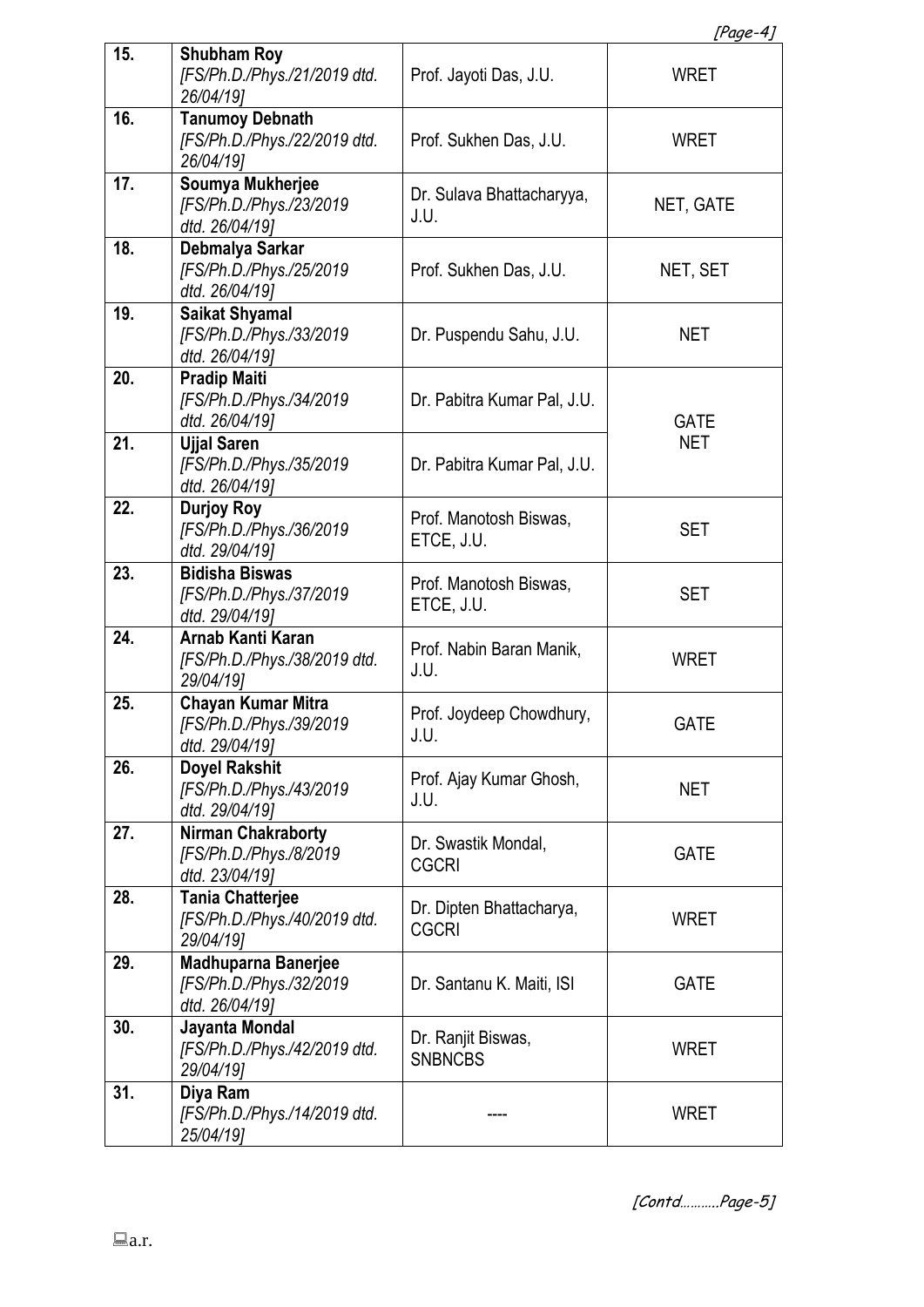| | | | |
|---|---|---|---|
| 15. | **Shubham Roy** *[FS/Ph.D./Phys./21/2019 dtd. 26/04/19]* | Prof. Jayoti Das, J.U. | WRET |
| 16. | **Tanumoy Debnath** *[FS/Ph.D./Phys./22/2019 dtd. 26/04/19]* | Prof. Sukhen Das, J.U. | WRET |
| 17. | **Soumya Mukherjee** *[FS/Ph.D./Phys./23/2019 dtd. 26/04/19]* | Dr. Sulava Bhattacharyya, J.U. | NET, GATE |
| 18. | **Debmalya Sarkar** *[FS/Ph.D./Phys./25/2019 dtd. 26/04/19]* | Prof. Sukhen Das, J.U. | NET, SET |
| 19. | **Saikat Shyamal** *[FS/Ph.D./Phys./33/2019 dtd. 26/04/19]* | Dr. Puspendu Sahu, J.U. | NET |
| 20. | **Pradip Maiti** *[FS/Ph.D./Phys./34/2019 dtd. 26/04/19]* | Dr. Pabitra Kumar Pal, J.U. | GATE NET |
| 21. | **Ujjal Saren** *[FS/Ph.D./Phys./35/2019 dtd. 26/04/19]* | Dr. Pabitra Kumar Pal, J.U. | |
| 22. | **Durjoy Roy** *[FS/Ph.D./Phys./36/2019 dtd. 29/04/19]* | Prof. Manotosh Biswas, ETCE, J.U. | SET |
| 23. | **Bidisha Biswas** *[FS/Ph.D./Phys./37/2019 dtd. 29/04/19]* | Prof. Manotosh Biswas, ETCE, J.U. | SET |
| 24. | **Arnab Kanti Karan** *[FS/Ph.D./Phys./38/2019 dtd. 29/04/19]* | Prof. Nabin Baran Manik, J.U. | WRET |
| 25. | **Chayan Kumar Mitra** *[FS/Ph.D./Phys./39/2019 dtd. 29/04/19]* | Prof. Joydeep Chowdhury, J.U. | GATE |
| 26. | **Doyel Rakshit** *[FS/Ph.D./Phys./43/2019 dtd. 29/04/19]* | Prof. Ajay Kumar Ghosh, J.U. | NET |
| 27. | **Nirman Chakraborty** *[FS/Ph.D./Phys./8/2019 dtd. 23/04/19]* | Dr. Swastik Mondal, CGCRI | GATE |
| 28. | **Tania Chatterjee** *[FS/Ph.D./Phys./40/2019 dtd. 29/04/19]* | Dr. Dipten Bhattacharya, CGCRI | WRET |
| 29. | **Madhuparna Banerjee** *[FS/Ph.D./Phys./32/2019 dtd. 26/04/19]* | Dr. Santanu K. Maiti, ISI | GATE |
| 30. | **Jayanta Mondal** *[FS/Ph.D./Phys./42/2019 dtd. 29/04/19]* | Dr. Ranjit Biswas, SNBNCBS | WRET |
| 31. | **Diya Ram** *[FS/Ph.D./Phys./14/2019 dtd. 25/04/19]* | ---- | WRET |

*[Contd……….Page-5]*

a.r.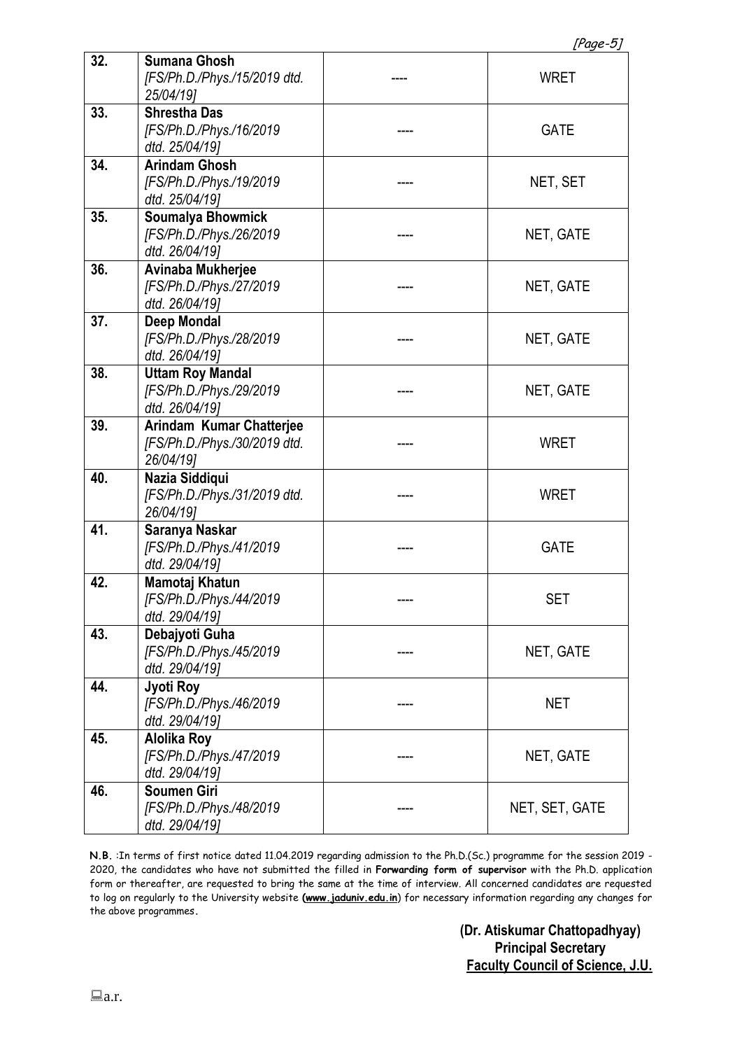| | | | |
|---|---|---|---|
| 32. | **Sumana Ghosh** *[FS/Ph.D./Phys./15/2019 dtd. 25/04/19]* | ---- | WRET |
| 33. | **Shrestha Das** *[FS/Ph.D./Phys./16/2019 dtd. 25/04/19]* | ---- | GATE |
| 34. | **Arindam Ghosh** *[FS/Ph.D./Phys./19/2019 dtd. 25/04/19]* | ---- | NET, SET |
| 35. | **Soumalya Bhowmick** *[FS/Ph.D./Phys./26/2019 dtd. 26/04/19]* | ---- | NET, GATE |
| 36. | **Avinaba Mukherjee** *[FS/Ph.D./Phys./27/2019 dtd. 26/04/19]* | ---- | NET, GATE |
| 37. | **Deep Mondal** *[FS/Ph.D./Phys./28/2019 dtd. 26/04/19]* | ---- | NET, GATE |
| 38. | **Uttam Roy Mandal** *[FS/Ph.D./Phys./29/2019 dtd. 26/04/19]* | ---- | NET, GATE |
| 39. | **Arindam Kumar Chatterjee** *[FS/Ph.D./Phys./30/2019 dtd. 26/04/19]* | ---- | WRET |
| 40. | **Nazia Siddiqui** *[FS/Ph.D./Phys./31/2019 dtd. 26/04/19]* | ---- | WRET |
| 41. | **Saranya Naskar** *[FS/Ph.D./Phys./41/2019 dtd. 29/04/19]* | ---- | GATE |
| 42. | **Mamotaj Khatun** *[FS/Ph.D./Phys./44/2019 dtd. 29/04/19]* | ---- | SET |
| 43. | **Debajyoti Guha** *[FS/Ph.D./Phys./45/2019 dtd. 29/04/19]* | ---- | NET, GATE |
| 44. | **Jyoti Roy** *[FS/Ph.D./Phys./46/2019 dtd. 29/04/19]* | ---- | NET |
| 45. | **Alolika Roy** *[FS/Ph.D./Phys./47/2019 dtd. 29/04/19]* | ---- | NET, GATE |
| 46. | **Soumen Giri** *[FS/Ph.D./Phys./48/2019 dtd. 29/04/19]* | ---- | NET, SET, GATE |

**N.B.** :In terms of first notice dated 11.04.2019 regarding admission to the Ph.D.(Sc.) programme for the session 2019 - 2020, the candidates who have not submitted the filled in **Forwarding form of supervisor** with the Ph.D. application form or thereafter, are requested to bring the same at the time of interview. All concerned candidates are requested to log on regularly to the University website (**www.jaduniv.edu.in**) for necessary information regarding any changes for the above programmes.

**(Dr. Atiskumar Chattopadhyay)**
**Principal Secretary**
**Faculty Council of Science, J.U.**

a.r.